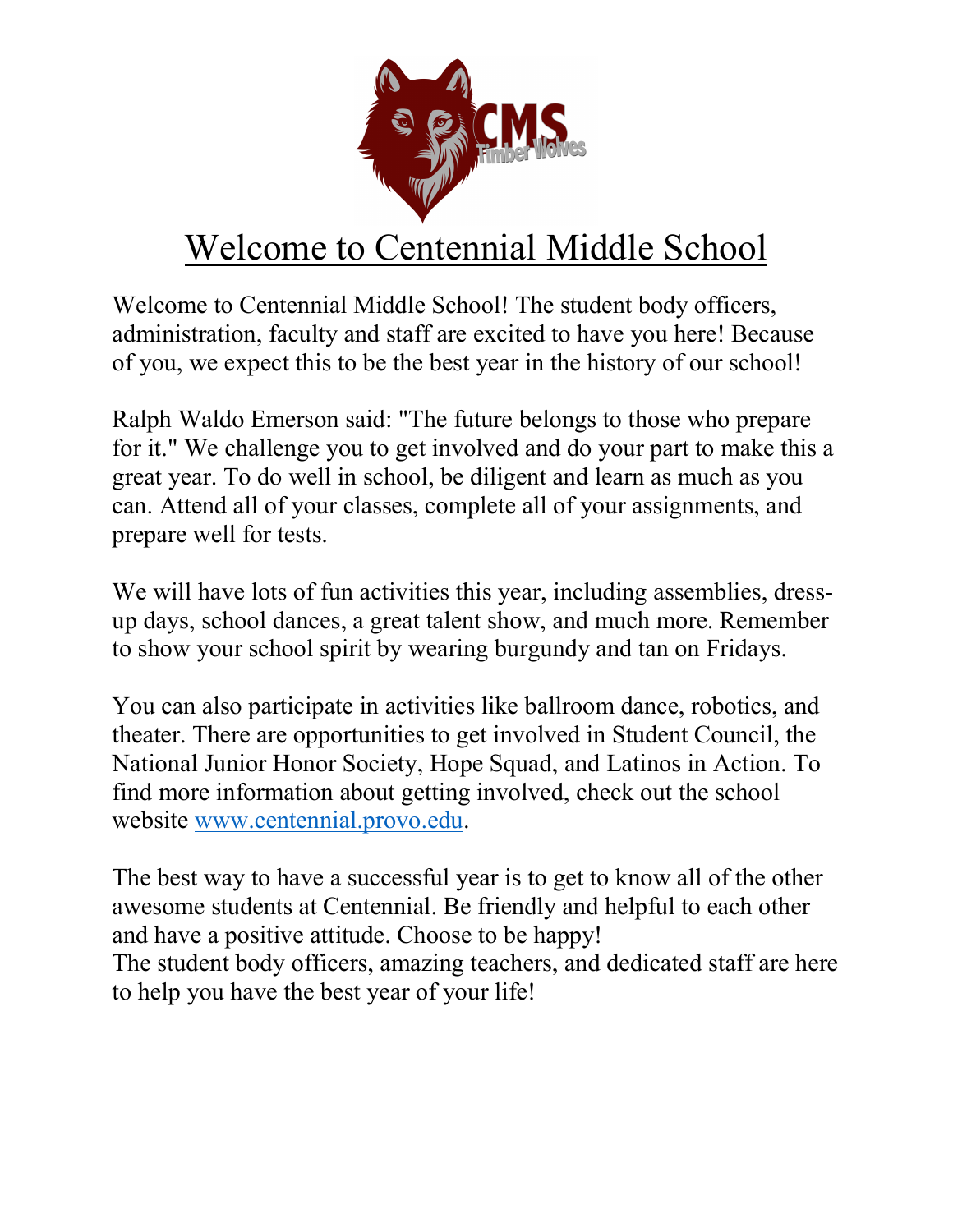# Welcome to Centennial Middle School

Welcome to Centennial Middle School! The student body officers, administration, faculty and staff are excited to have you here! Because of you, we expect this to be the best year in the history of our school!

Ralph Waldo Emerson said: "The future belongs to those who prepare for it." We challenge you to get involved and do your part to make this a great year. To do well in school, be diligent and learn as much as you can. Attend all of your classes, complete all of your assignments, and prepare well for tests.

We will have lots of fun activities this year, including assemblies, dress-up days, school dances, a great talent show, and much more. Remember to show your school spirit by wearing burgundy and tan on Fridays.

You can also participate in activities like ballroom dance, robotics, and theater. There are opportunities to get involved in Student Council, the National Junior Honor Society, Hope Squad, and Latinos in Action. To find more information about getting involved, check out the school website [www.centennial.provo.edu](http://www.centennial.provo.edu).

The best way to have a successful year is to get to know all of the other awesome students at Centennial. Be friendly and helpful to each other and have a positive attitude. Choose to be happy!
The student body officers, amazing teachers, and dedicated staff are here to help you have the best year of your life!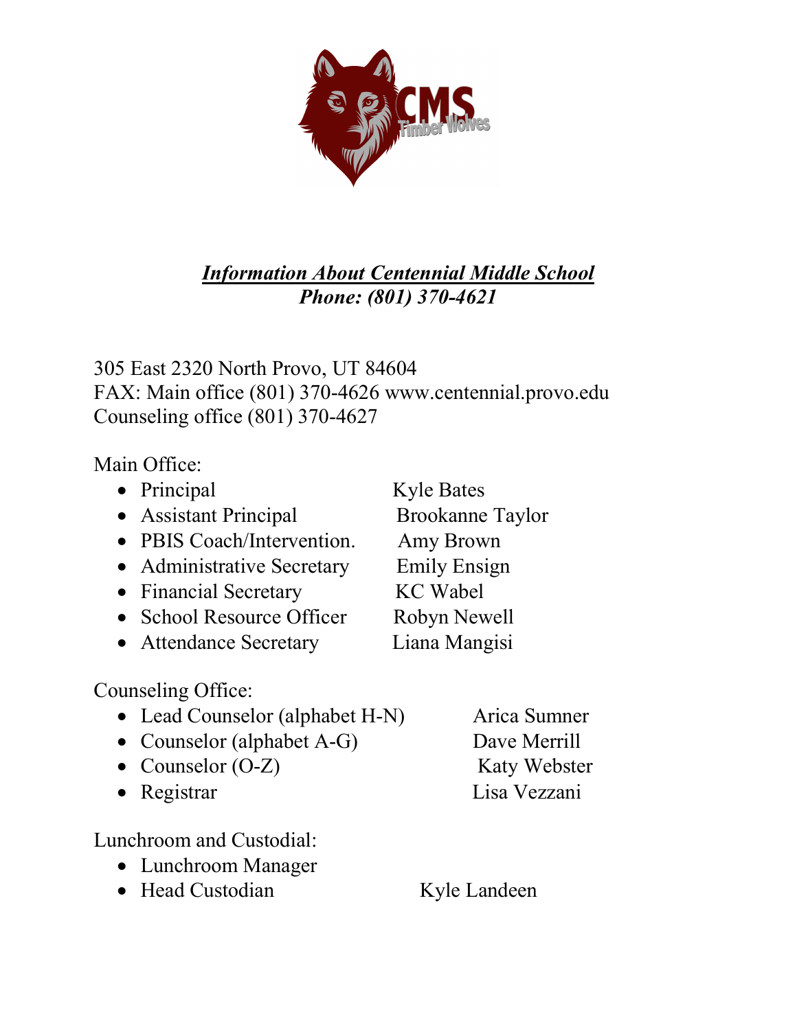## ***Information About Centennial Middle School***
***Phone: (801) 370-4621***

305 East 2320 North Provo, UT 84604
FAX: Main office (801) 370-4626 www.centennial.provo.edu
Counseling office (801) 370-4627

Main Office:

- Principal Kyle Bates
- Assistant Principal Brookanne Taylor
- PBIS Coach/Intervention. Amy Brown
- Administrative Secretary Emily Ensign
- Financial Secretary KC Wabel
- School Resource Officer Robyn Newell
- Attendance Secretary Liana Mangisi

Counseling Office:

- Lead Counselor (alphabet H-N) Arica Sumner
- Counselor (alphabet A-G) Dave Merrill
- Counselor (O-Z) Katy Webster
- Registrar Lisa Vezzani

Lunchroom and Custodial:

- Lunchroom Manager
- Head Custodian Kyle Landeen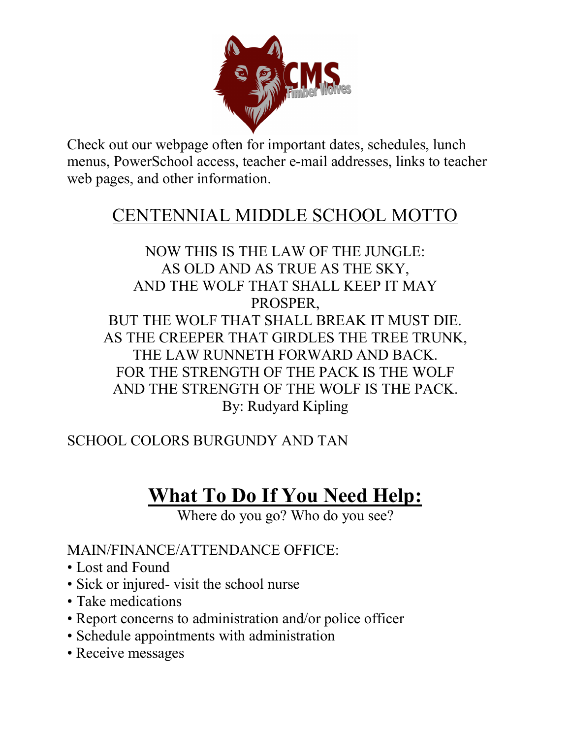Check out our webpage often for important dates, schedules, lunch menus, PowerSchool access, teacher e-mail addresses, links to teacher web pages, and other information.

## CENTENNIAL MIDDLE SCHOOL MOTTO

NOW THIS IS THE LAW OF THE JUNGLE:
AS OLD AND AS TRUE AS THE SKY,
AND THE WOLF THAT SHALL KEEP IT MAY PROSPER,
BUT THE WOLF THAT SHALL BREAK IT MUST DIE.
AS THE CREEPER THAT GIRDLES THE TREE TRUNK,
THE LAW RUNNETH FORWARD AND BACK.
FOR THE STRENGTH OF THE PACK IS THE WOLF
AND THE STRENGTH OF THE WOLF IS THE PACK.
By: Rudyard Kipling

SCHOOL COLORS BURGUNDY AND TAN

# What To Do If You Need Help:

Where do you go? Who do you see?

MAIN/FINANCE/ATTENDANCE OFFICE:

- Lost and Found
- Sick or injured- visit the school nurse
- Take medications
- Report concerns to administration and/or police officer
- Schedule appointments with administration
- Receive messages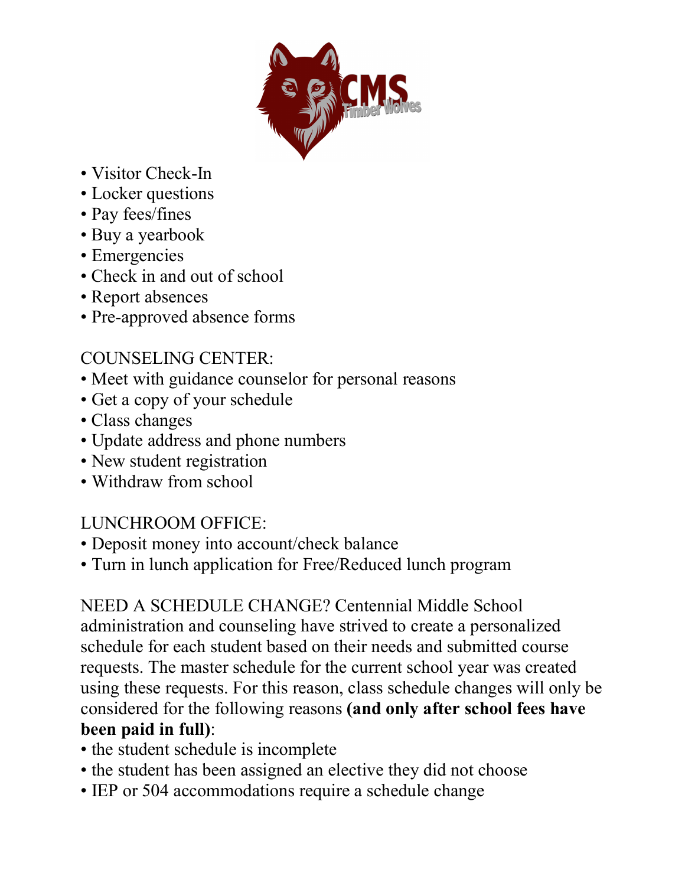- Visitor Check-In
- Locker questions
- Pay fees/fines
- Buy a yearbook
- Emergencies
- Check in and out of school
- Report absences
- Pre-approved absence forms

COUNSELING CENTER:

- Meet with guidance counselor for personal reasons
- Get a copy of your schedule
- Class changes
- Update address and phone numbers
- New student registration
- Withdraw from school

LUNCHROOM OFFICE:

- Deposit money into account/check balance
- Turn in lunch application for Free/Reduced lunch program

NEED A SCHEDULE CHANGE? Centennial Middle School administration and counseling have strived to create a personalized schedule for each student based on their needs and submitted course requests. The master schedule for the current school year was created using these requests. For this reason, class schedule changes will only be considered for the following reasons **(and only after school fees have been paid in full)**:

- the student schedule is incomplete
- the student has been assigned an elective they did not choose
- IEP or 504 accommodations require a schedule change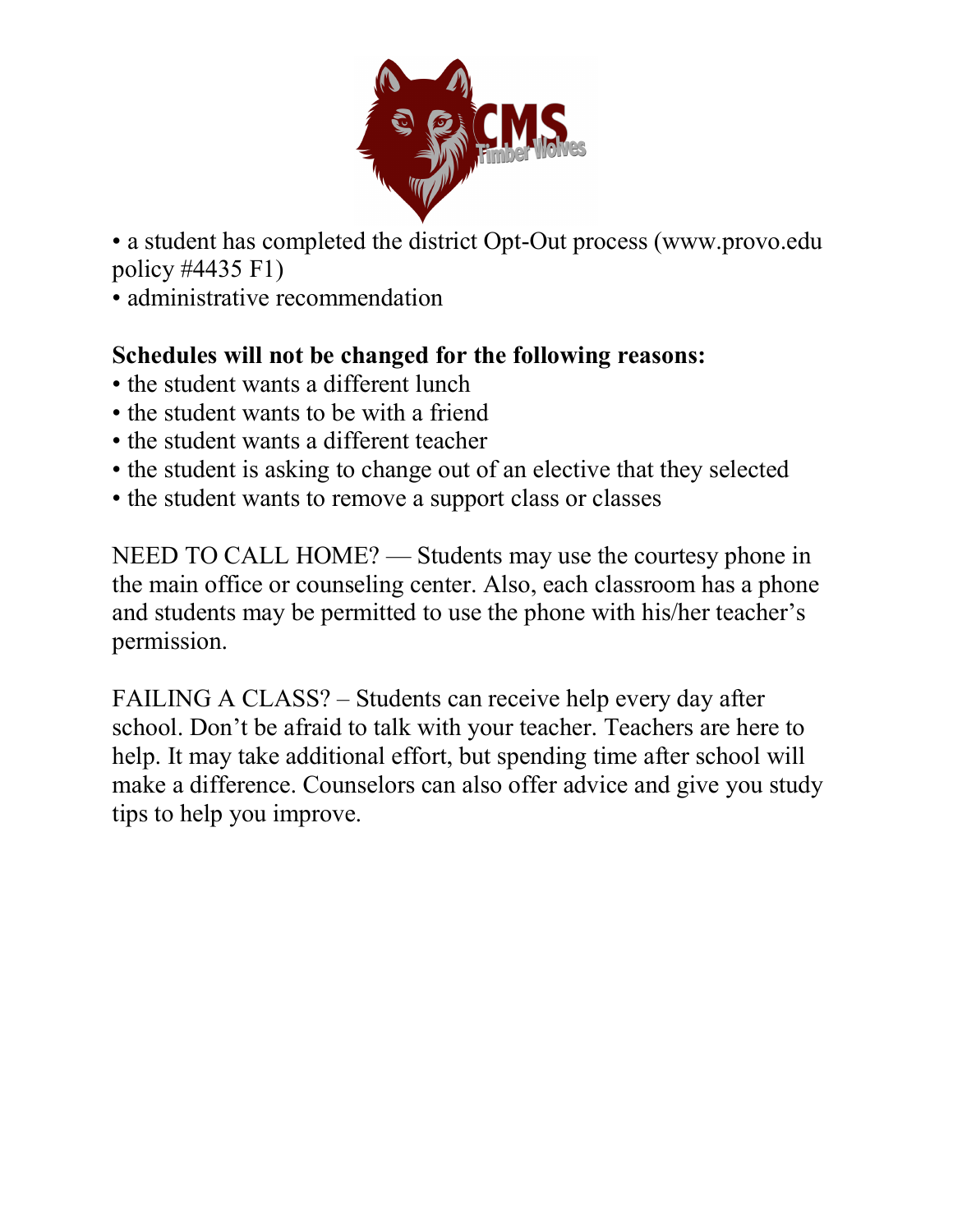- a student has completed the district Opt-Out process (www.provo.edu policy #4435 F1)
- administrative recommendation

**Schedules will not be changed for the following reasons:**

- the student wants a different lunch
- the student wants to be with a friend
- the student wants a different teacher
- the student is asking to change out of an elective that they selected
- the student wants to remove a support class or classes

NEED TO CALL HOME? — Students may use the courtesy phone in the main office or counseling center. Also, each classroom has a phone and students may be permitted to use the phone with his/her teacher's permission.

FAILING A CLASS? – Students can receive help every day after school. Don't be afraid to talk with your teacher. Teachers are here to help. It may take additional effort, but spending time after school will make a difference. Counselors can also offer advice and give you study tips to help you improve.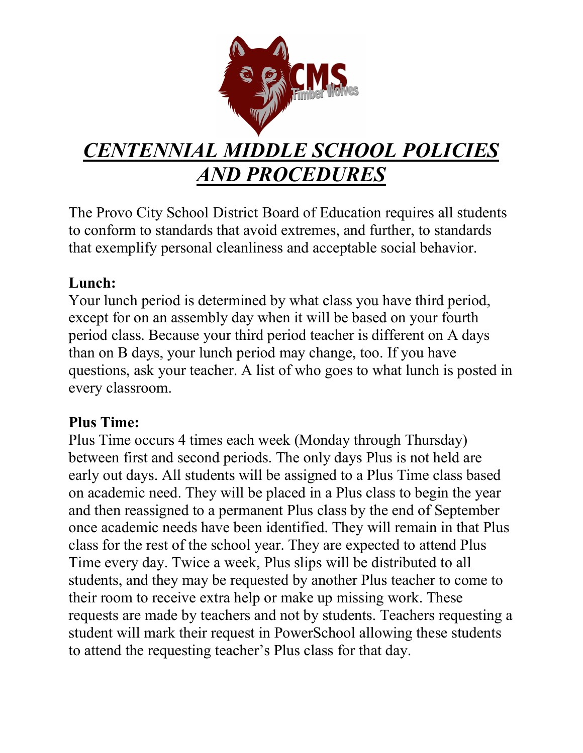# *CENTENNIAL MIDDLE SCHOOL POLICIES AND PROCEDURES*

The Provo City School District Board of Education requires all students to conform to standards that avoid extremes, and further, to standards that exemplify personal cleanliness and acceptable social behavior.

**Lunch:**
Your lunch period is determined by what class you have third period, except for on an assembly day when it will be based on your fourth period class. Because your third period teacher is different on A days than on B days, your lunch period may change, too. If you have questions, ask your teacher. A list of who goes to what lunch is posted in every classroom.

**Plus Time:**
Plus Time occurs 4 times each week (Monday through Thursday) between first and second periods. The only days Plus is not held are early out days. All students will be assigned to a Plus Time class based on academic need. They will be placed in a Plus class to begin the year and then reassigned to a permanent Plus class by the end of September once academic needs have been identified. They will remain in that Plus class for the rest of the school year. They are expected to attend Plus Time every day. Twice a week, Plus slips will be distributed to all students, and they may be requested by another Plus teacher to come to their room to receive extra help or make up missing work. These requests are made by teachers and not by students. Teachers requesting a student will mark their request in PowerSchool allowing these students to attend the requesting teacher's Plus class for that day.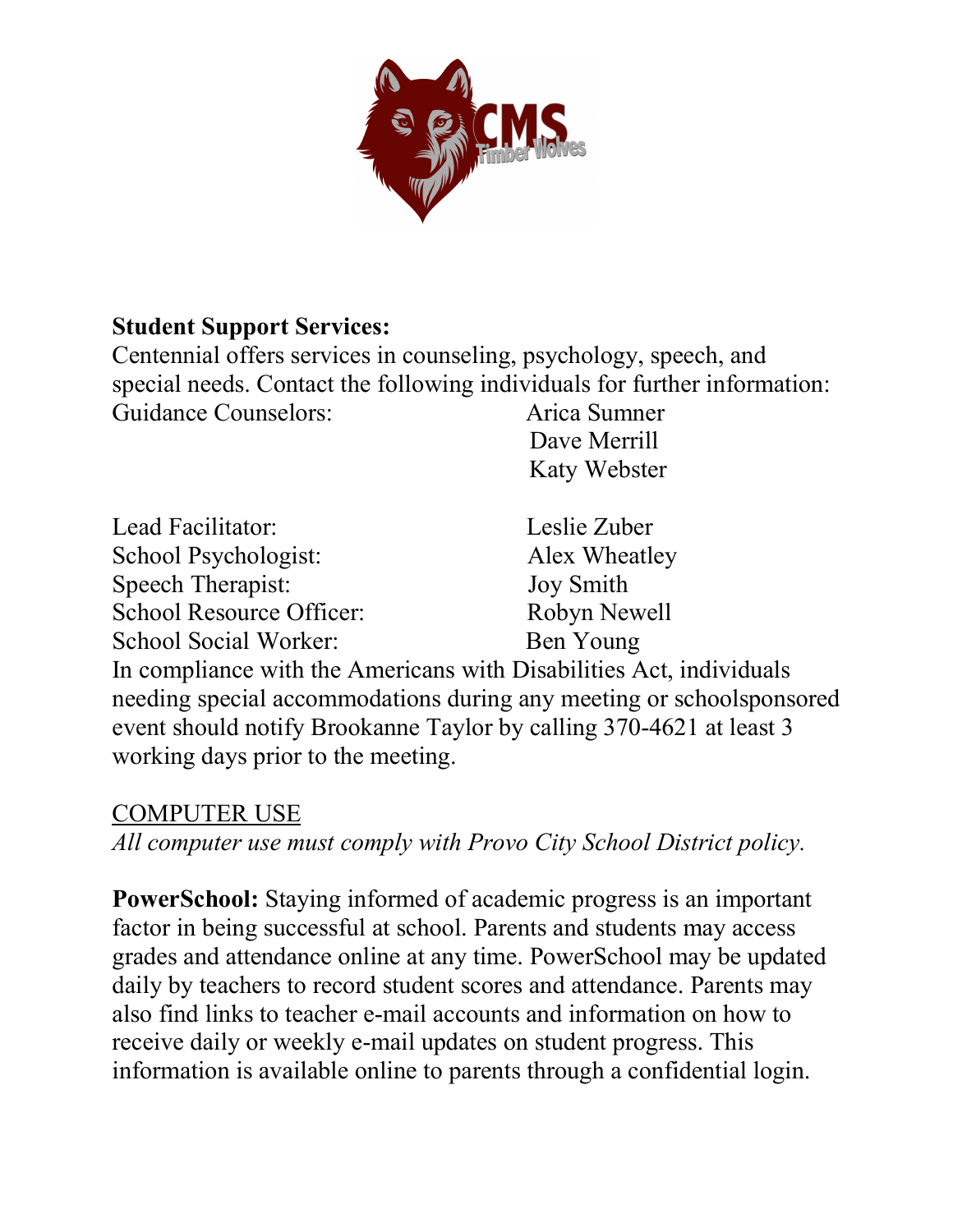**Student Support Services:**

Centennial offers services in counseling, psychology, speech, and special needs. Contact the following individuals for further information:

| | |
|---|---|
| Guidance Counselors: | Arica Sumner |
| | Dave Merrill |
| | Katy Webster |
| Lead Facilitator: | Leslie Zuber |
| School Psychologist: | Alex Wheatley |
| Speech Therapist: | Joy Smith |
| School Resource Officer: | Robyn Newell |
| School Social Worker: | Ben Young |

In compliance with the Americans with Disabilities Act, individuals needing special accommodations during any meeting or schoolsponsored event should notify Brookanne Taylor by calling 370-4621 at least 3 working days prior to the meeting.

<u>COMPUTER USE</u>

*All computer use must comply with Provo City School District policy.*

**PowerSchool:** Staying informed of academic progress is an important factor in being successful at school. Parents and students may access grades and attendance online at any time. PowerSchool may be updated daily by teachers to record student scores and attendance. Parents may also find links to teacher e-mail accounts and information on how to receive daily or weekly e-mail updates on student progress. This information is available online to parents through a confidential login.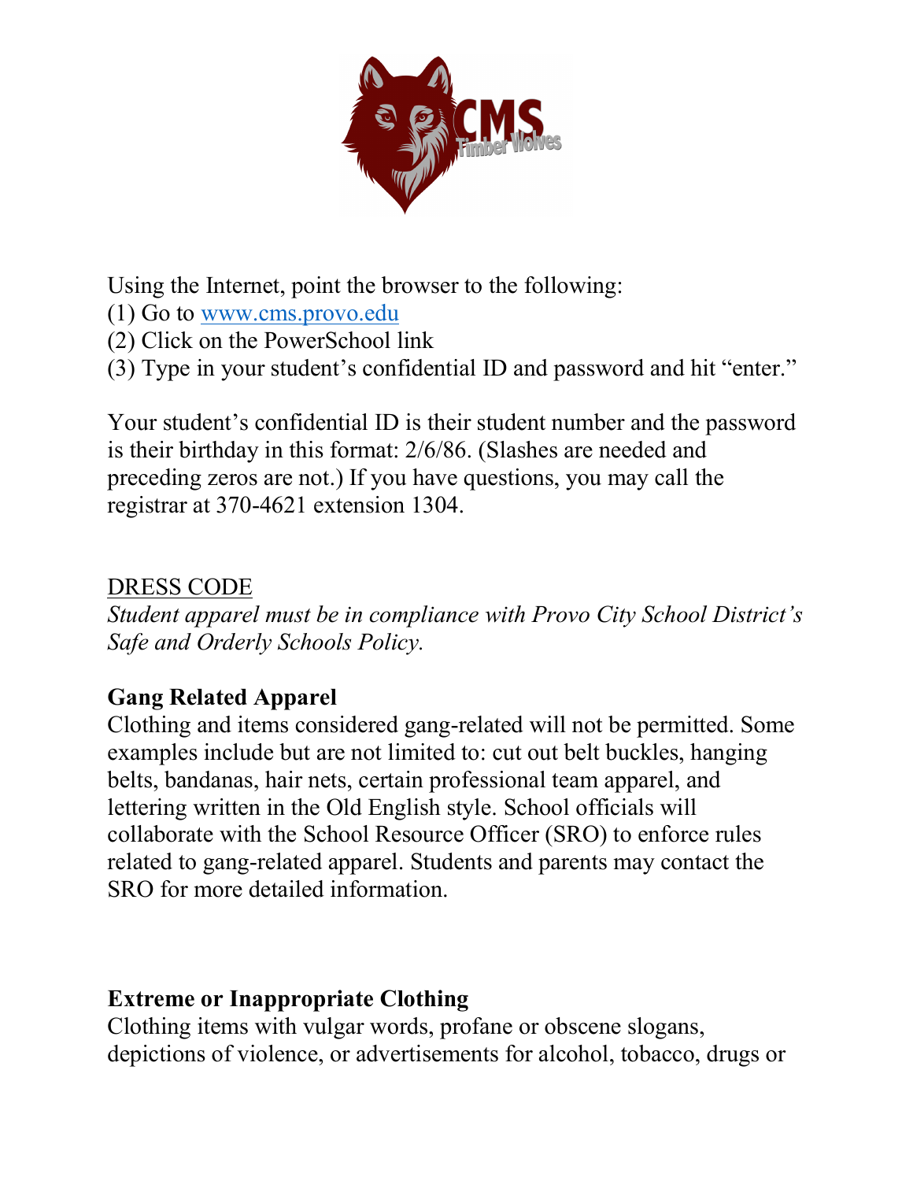Using the Internet, point the browser to the following:
(1) Go to www.cms.provo.edu
(2) Click on the PowerSchool link
(3) Type in your student's confidential ID and password and hit "enter."

Your student's confidential ID is their student number and the password is their birthday in this format: 2/6/86. (Slashes are needed and preceding zeros are not.) If you have questions, you may call the registrar at 370-4621 extension 1304.

## DRESS CODE

*Student apparel must be in compliance with Provo City School District's Safe and Orderly Schools Policy.*

### Gang Related Apparel

Clothing and items considered gang-related will not be permitted. Some examples include but are not limited to: cut out belt buckles, hanging belts, bandanas, hair nets, certain professional team apparel, and lettering written in the Old English style. School officials will collaborate with the School Resource Officer (SRO) to enforce rules related to gang-related apparel. Students and parents may contact the SRO for more detailed information.

### Extreme or Inappropriate Clothing

Clothing items with vulgar words, profane or obscene slogans, depictions of violence, or advertisements for alcohol, tobacco, drugs or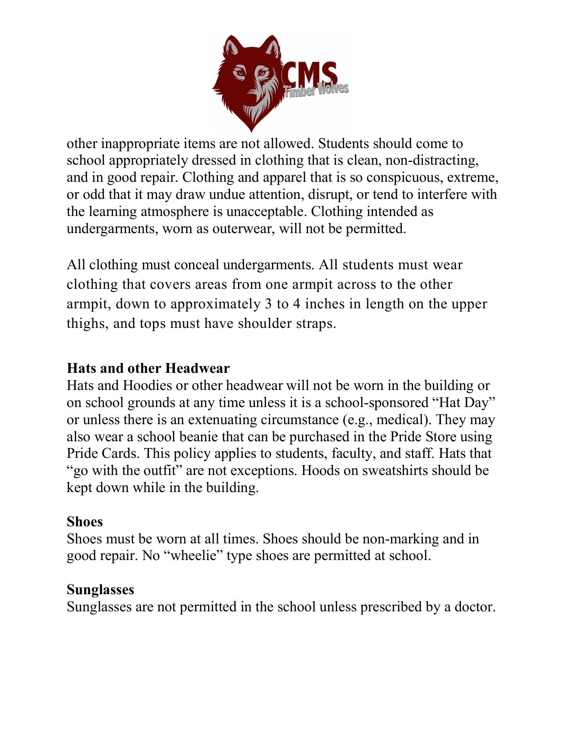other inappropriate items are not allowed. Students should come to school appropriately dressed in clothing that is clean, non-distracting, and in good repair. Clothing and apparel that is so conspicuous, extreme, or odd that it may draw undue attention, disrupt, or tend to interfere with the learning atmosphere is unacceptable. Clothing intended as undergarments, worn as outerwear, will not be permitted.

All clothing must conceal undergarments. All students must wear clothing that covers areas from one armpit across to the other armpit, down to approximately 3 to 4 inches in length on the upper thighs, and tops must have shoulder straps.

**Hats and other Headwear**

Hats and Hoodies or other headwear will not be worn in the building or on school grounds at any time unless it is a school-sponsored "Hat Day" or unless there is an extenuating circumstance (e.g., medical). They may also wear a school beanie that can be purchased in the Pride Store using Pride Cards. This policy applies to students, faculty, and staff. Hats that "go with the outfit" are not exceptions. Hoods on sweatshirts should be kept down while in the building.

**Shoes**

Shoes must be worn at all times. Shoes should be non-marking and in good repair. No "wheelie" type shoes are permitted at school.

**Sunglasses**

Sunglasses are not permitted in the school unless prescribed by a doctor.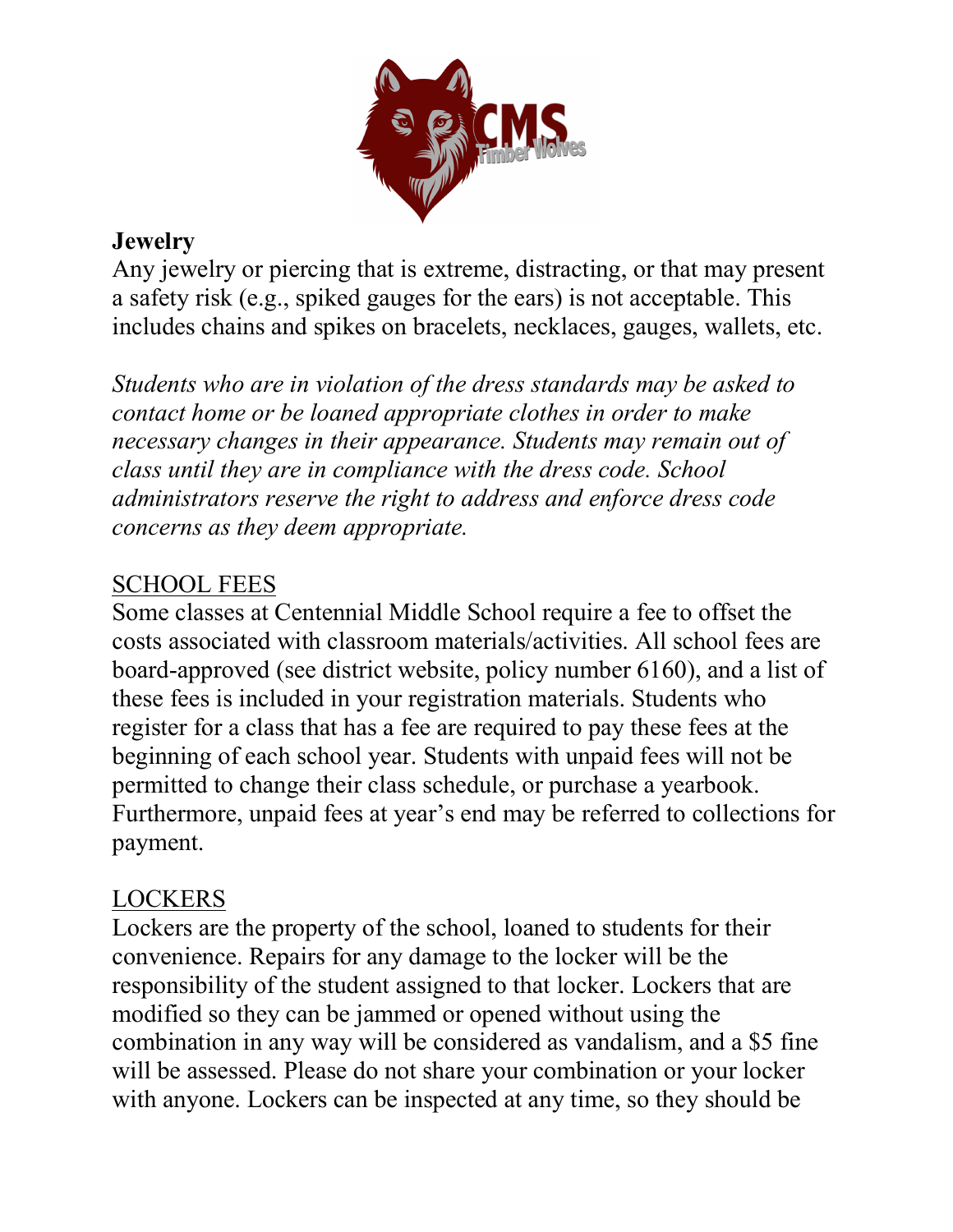**Jewelry**

Any jewelry or piercing that is extreme, distracting, or that may present a safety risk (e.g., spiked gauges for the ears) is not acceptable. This includes chains and spikes on bracelets, necklaces, gauges, wallets, etc.

*Students who are in violation of the dress standards may be asked to contact home or be loaned appropriate clothes in order to make necessary changes in their appearance. Students may remain out of class until they are in compliance with the dress code. School administrators reserve the right to address and enforce dress code concerns as they deem appropriate.*

## SCHOOL FEES

Some classes at Centennial Middle School require a fee to offset the costs associated with classroom materials/activities. All school fees are board-approved (see district website, policy number 6160), and a list of these fees is included in your registration materials. Students who register for a class that has a fee are required to pay these fees at the beginning of each school year. Students with unpaid fees will not be permitted to change their class schedule, or purchase a yearbook. Furthermore, unpaid fees at year's end may be referred to collections for payment.

## LOCKERS

Lockers are the property of the school, loaned to students for their convenience. Repairs for any damage to the locker will be the responsibility of the student assigned to that locker. Lockers that are modified so they can be jammed or opened without using the combination in any way will be considered as vandalism, and a $5 fine will be assessed. Please do not share your combination or your locker with anyone. Lockers can be inspected at any time, so they should be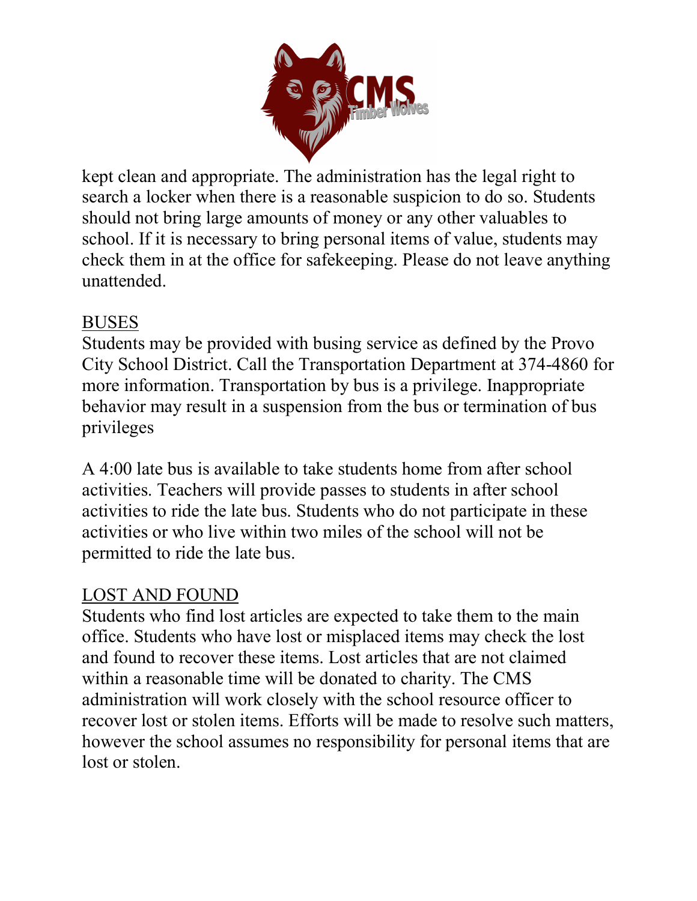kept clean and appropriate. The administration has the legal right to search a locker when there is a reasonable suspicion to do so. Students should not bring large amounts of money or any other valuables to school. If it is necessary to bring personal items of value, students may check them in at the office for safekeeping. Please do not leave anything unattended.

## BUSES

Students may be provided with busing service as defined by the Provo City School District. Call the Transportation Department at 374-4860 for more information. Transportation by bus is a privilege. Inappropriate behavior may result in a suspension from the bus or termination of bus privileges

A 4:00 late bus is available to take students home from after school activities. Teachers will provide passes to students in after school activities to ride the late bus. Students who do not participate in these activities or who live within two miles of the school will not be permitted to ride the late bus.

## LOST AND FOUND

Students who find lost articles are expected to take them to the main office. Students who have lost or misplaced items may check the lost and found to recover these items. Lost articles that are not claimed within a reasonable time will be donated to charity. The CMS administration will work closely with the school resource officer to recover lost or stolen items. Efforts will be made to resolve such matters, however the school assumes no responsibility for personal items that are lost or stolen.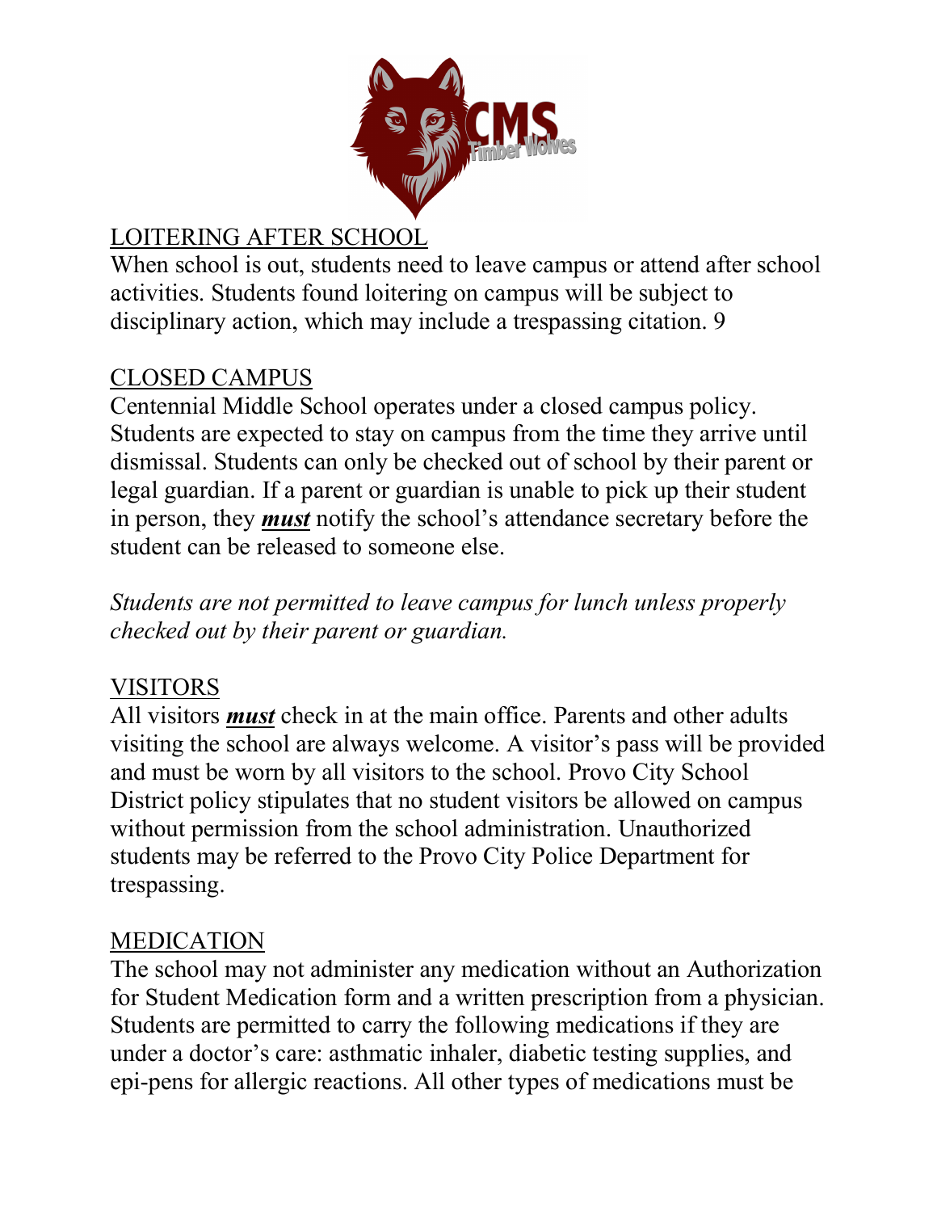## LOITERING AFTER SCHOOL

When school is out, students need to leave campus or attend after school activities. Students found loitering on campus will be subject to disciplinary action, which may include a trespassing citation. 9

## CLOSED CAMPUS

Centennial Middle School operates under a closed campus policy. Students are expected to stay on campus from the time they arrive until dismissal. Students can only be checked out of school by their parent or legal guardian. If a parent or guardian is unable to pick up their student in person, they ***must*** notify the school's attendance secretary before the student can be released to someone else.

*Students are not permitted to leave campus for lunch unless properly checked out by their parent or guardian.*

## VISITORS

All visitors ***must*** check in at the main office. Parents and other adults visiting the school are always welcome. A visitor's pass will be provided and must be worn by all visitors to the school. Provo City School District policy stipulates that no student visitors be allowed on campus without permission from the school administration. Unauthorized students may be referred to the Provo City Police Department for trespassing.

## MEDICATION

The school may not administer any medication without an Authorization for Student Medication form and a written prescription from a physician. Students are permitted to carry the following medications if they are under a doctor's care: asthmatic inhaler, diabetic testing supplies, and epi-pens for allergic reactions. All other types of medications must be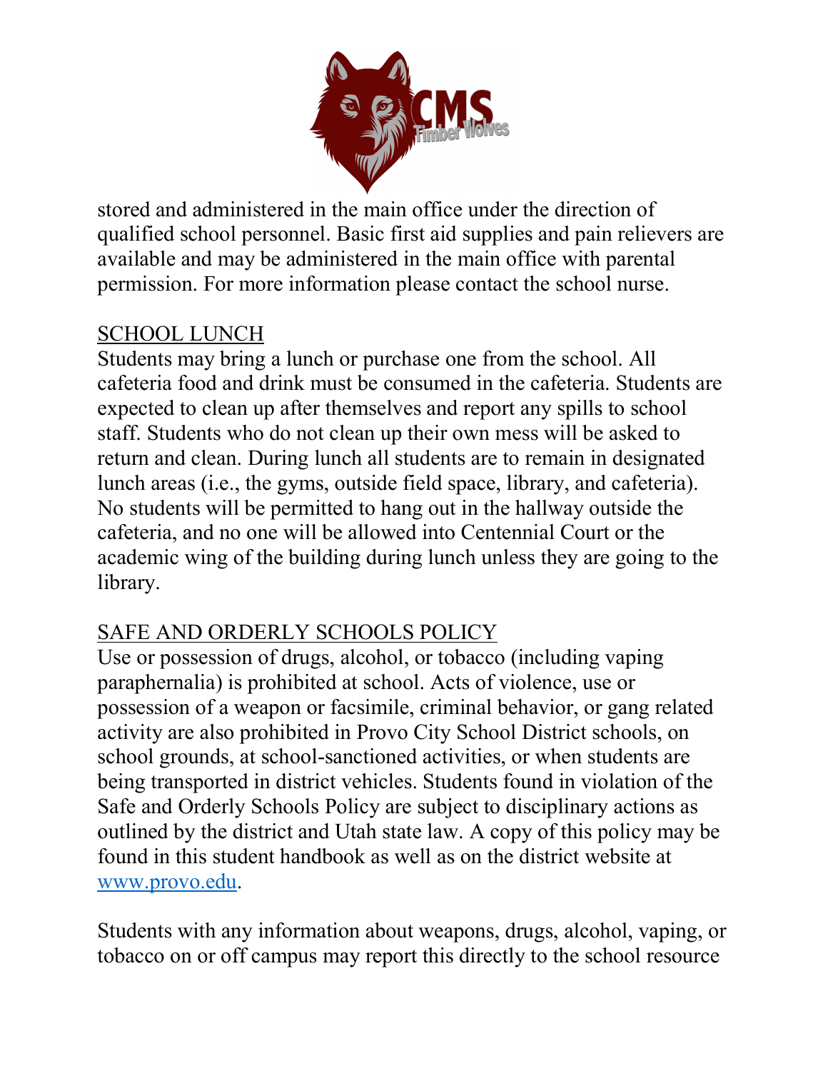stored and administered in the main office under the direction of qualified school personnel. Basic first aid supplies and pain relievers are available and may be administered in the main office with parental permission. For more information please contact the school nurse.

## SCHOOL LUNCH

Students may bring a lunch or purchase one from the school. All cafeteria food and drink must be consumed in the cafeteria. Students are expected to clean up after themselves and report any spills to school staff. Students who do not clean up their own mess will be asked to return and clean. During lunch all students are to remain in designated lunch areas (i.e., the gyms, outside field space, library, and cafeteria). No students will be permitted to hang out in the hallway outside the cafeteria, and no one will be allowed into Centennial Court or the academic wing of the building during lunch unless they are going to the library.

## SAFE AND ORDERLY SCHOOLS POLICY

Use or possession of drugs, alcohol, or tobacco (including vaping paraphernalia) is prohibited at school. Acts of violence, use or possession of a weapon or facsimile, criminal behavior, or gang related activity are also prohibited in Provo City School District schools, on school grounds, at school-sanctioned activities, or when students are being transported in district vehicles. Students found in violation of the Safe and Orderly Schools Policy are subject to disciplinary actions as outlined by the district and Utah state law. A copy of this policy may be found in this student handbook as well as on the district website at [www.provo.edu](http://www.provo.edu).

Students with any information about weapons, drugs, alcohol, vaping, or tobacco on or off campus may report this directly to the school resource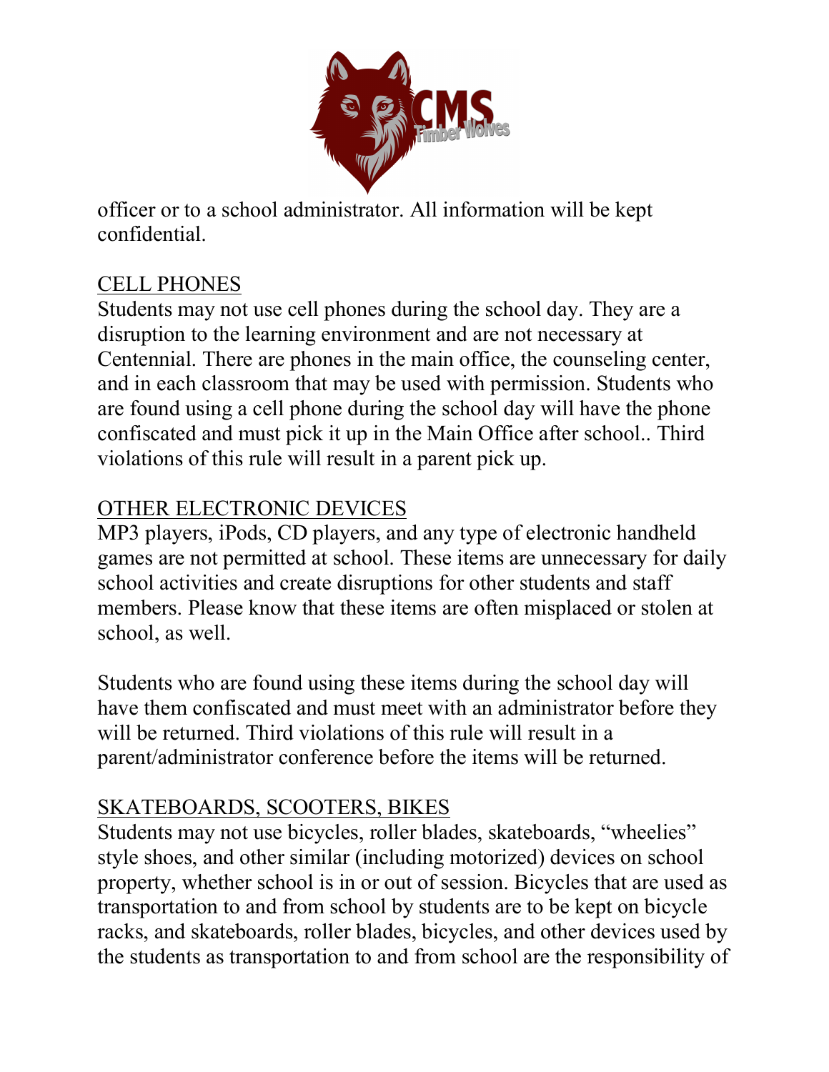officer or to a school administrator. All information will be kept confidential.

## CELL PHONES

Students may not use cell phones during the school day. They are a disruption to the learning environment and are not necessary at Centennial. There are phones in the main office, the counseling center, and in each classroom that may be used with permission. Students who are found using a cell phone during the school day will have the phone confiscated and must pick it up in the Main Office after school.. Third violations of this rule will result in a parent pick up.

## OTHER ELECTRONIC DEVICES

MP3 players, iPods, CD players, and any type of electronic handheld games are not permitted at school. These items are unnecessary for daily school activities and create disruptions for other students and staff members. Please know that these items are often misplaced or stolen at school, as well.

Students who are found using these items during the school day will have them confiscated and must meet with an administrator before they will be returned. Third violations of this rule will result in a parent/administrator conference before the items will be returned.

## SKATEBOARDS, SCOOTERS, BIKES

Students may not use bicycles, roller blades, skateboards, "wheelies" style shoes, and other similar (including motorized) devices on school property, whether school is in or out of session. Bicycles that are used as transportation to and from school by students are to be kept on bicycle racks, and skateboards, roller blades, bicycles, and other devices used by the students as transportation to and from school are the responsibility of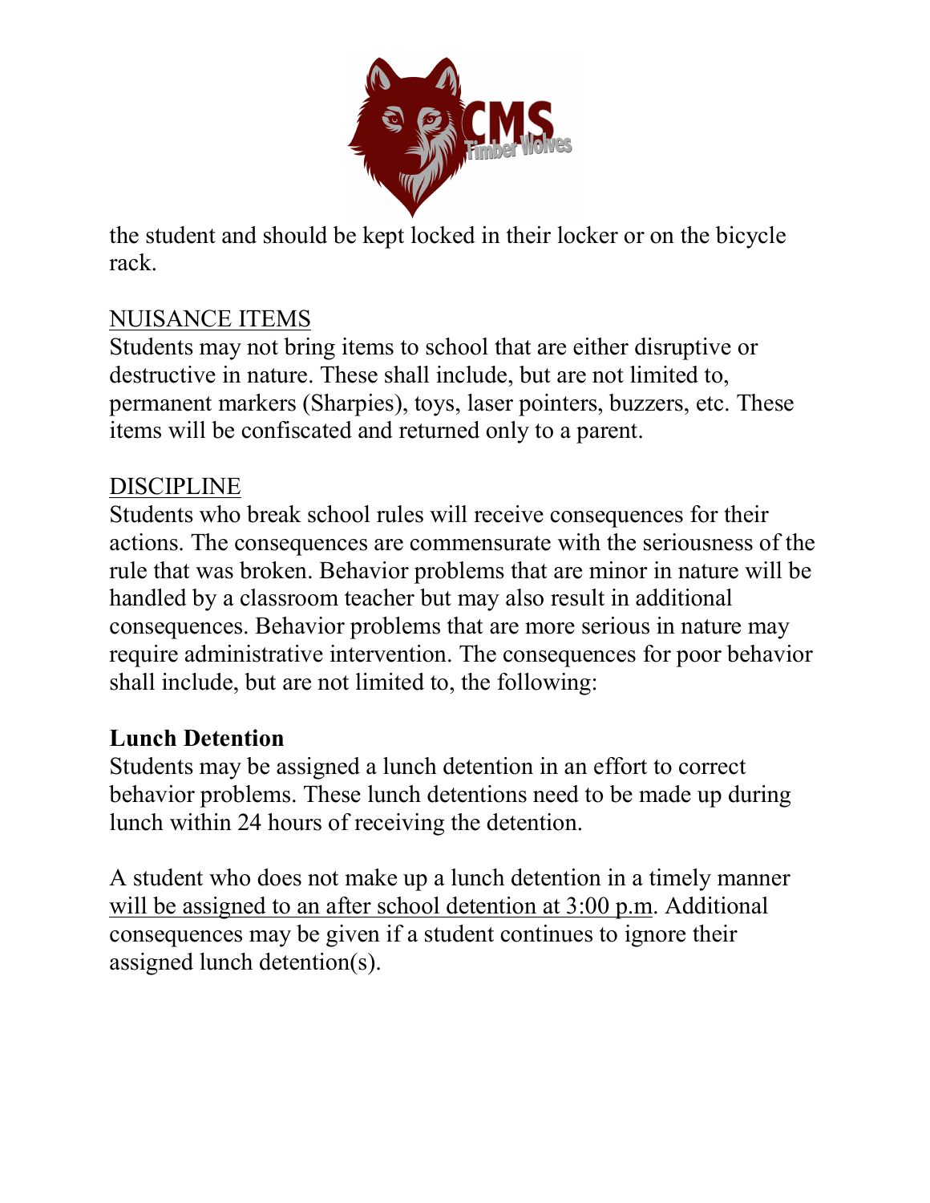the student and should be kept locked in their locker or on the bicycle rack.

## NUISANCE ITEMS

Students may not bring items to school that are either disruptive or destructive in nature. These shall include, but are not limited to, permanent markers (Sharpies), toys, laser pointers, buzzers, etc. These items will be confiscated and returned only to a parent.

## DISCIPLINE

Students who break school rules will receive consequences for their actions. The consequences are commensurate with the seriousness of the rule that was broken. Behavior problems that are minor in nature will be handled by a classroom teacher but may also result in additional consequences. Behavior problems that are more serious in nature may require administrative intervention. The consequences for poor behavior shall include, but are not limited to, the following:

### Lunch Detention

Students may be assigned a lunch detention in an effort to correct behavior problems. These lunch detentions need to be made up during lunch within 24 hours of receiving the detention.

A student who does not make up a lunch detention in a timely manner will be assigned to an after school detention at 3:00 p.m. Additional consequences may be given if a student continues to ignore their assigned lunch detention(s).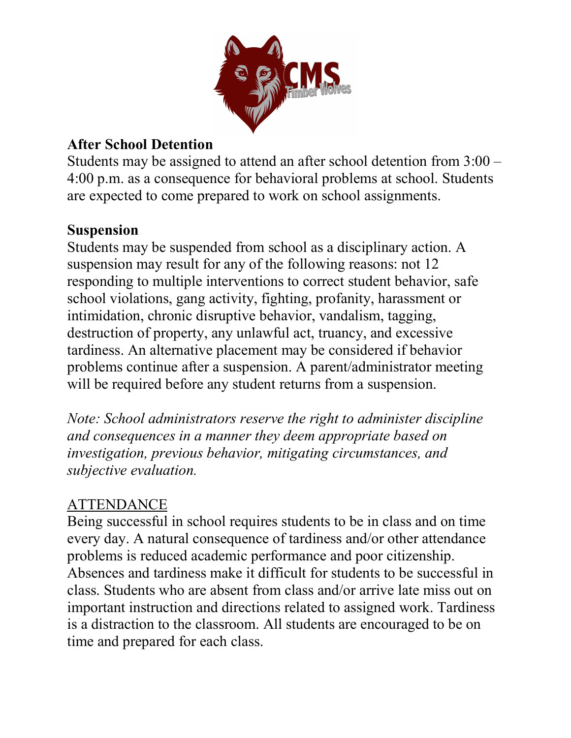**After School Detention**

Students may be assigned to attend an after school detention from 3:00 – 4:00 p.m. as a consequence for behavioral problems at school. Students are expected to come prepared to work on school assignments.

**Suspension**

Students may be suspended from school as a disciplinary action. A suspension may result for any of the following reasons: not 12 responding to multiple interventions to correct student behavior, safe school violations, gang activity, fighting, profanity, harassment or intimidation, chronic disruptive behavior, vandalism, tagging, destruction of property, any unlawful act, truancy, and excessive tardiness. An alternative placement may be considered if behavior problems continue after a suspension. A parent/administrator meeting will be required before any student returns from a suspension.

*Note: School administrators reserve the right to administer discipline and consequences in a manner they deem appropriate based on investigation, previous behavior, mitigating circumstances, and subjective evaluation.*

## ATTENDANCE

Being successful in school requires students to be in class and on time every day. A natural consequence of tardiness and/or other attendance problems is reduced academic performance and poor citizenship. Absences and tardiness make it difficult for students to be successful in class. Students who are absent from class and/or arrive late miss out on important instruction and directions related to assigned work. Tardiness is a distraction to the classroom. All students are encouraged to be on time and prepared for each class.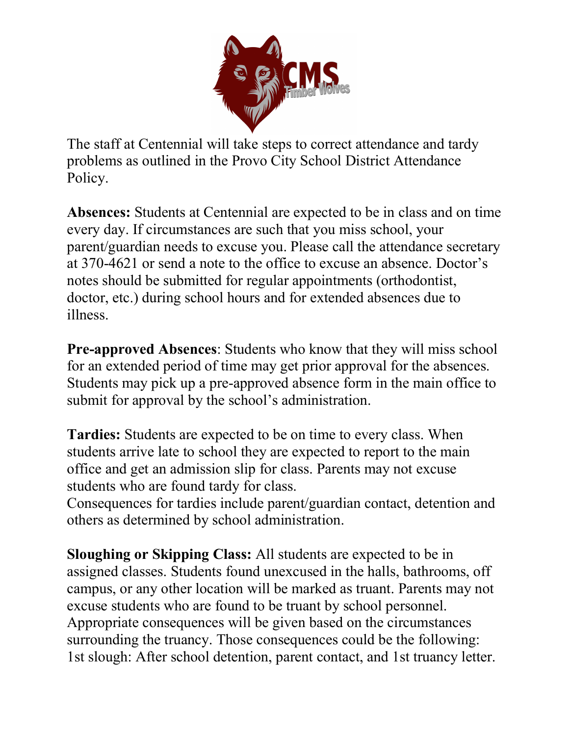The staff at Centennial will take steps to correct attendance and tardy problems as outlined in the Provo City School District Attendance Policy.

**Absences:** Students at Centennial are expected to be in class and on time every day. If circumstances are such that you miss school, your parent/guardian needs to excuse you. Please call the attendance secretary at 370-4621 or send a note to the office to excuse an absence. Doctor's notes should be submitted for regular appointments (orthodontist, doctor, etc.) during school hours and for extended absences due to illness.

**Pre-approved Absences**: Students who know that they will miss school for an extended period of time may get prior approval for the absences. Students may pick up a pre-approved absence form in the main office to submit for approval by the school's administration.

**Tardies:** Students are expected to be on time to every class. When students arrive late to school they are expected to report to the main office and get an admission slip for class. Parents may not excuse students who are found tardy for class.
Consequences for tardies include parent/guardian contact, detention and others as determined by school administration.

**Sloughing or Skipping Class:** All students are expected to be in assigned classes. Students found unexcused in the halls, bathrooms, off campus, or any other location will be marked as truant. Parents may not excuse students who are found to be truant by school personnel. Appropriate consequences will be given based on the circumstances surrounding the truancy. Those consequences could be the following:
1st slough: After school detention, parent contact, and 1st truancy letter.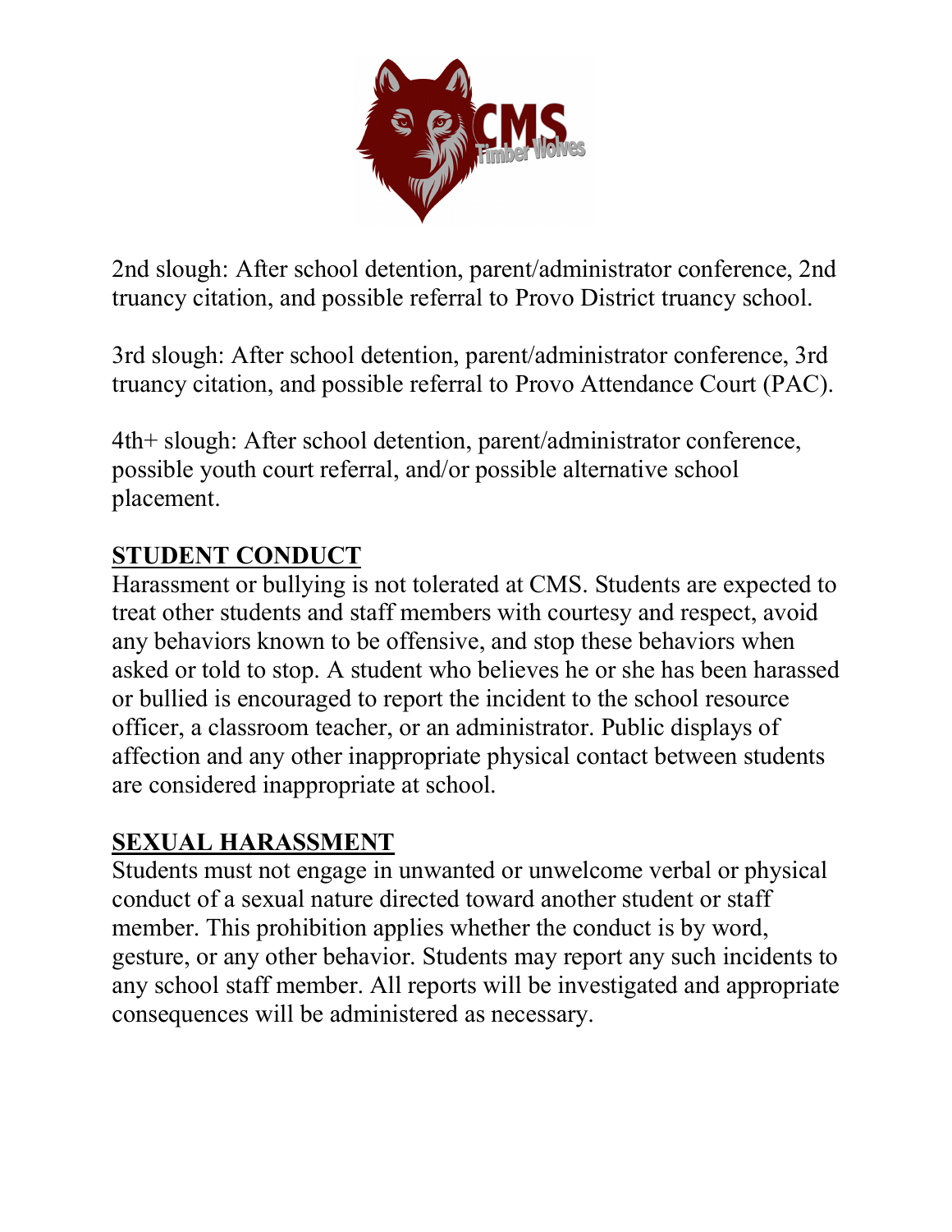2nd slough: After school detention, parent/administrator conference, 2nd truancy citation, and possible referral to Provo District truancy school.

3rd slough: After school detention, parent/administrator conference, 3rd truancy citation, and possible referral to Provo Attendance Court (PAC).

4th+ slough: After school detention, parent/administrator conference, possible youth court referral, and/or possible alternative school placement.

## STUDENT CONDUCT

Harassment or bullying is not tolerated at CMS. Students are expected to treat other students and staff members with courtesy and respect, avoid any behaviors known to be offensive, and stop these behaviors when asked or told to stop. A student who believes he or she has been harassed or bullied is encouraged to report the incident to the school resource officer, a classroom teacher, or an administrator. Public displays of affection and any other inappropriate physical contact between students are considered inappropriate at school.

## SEXUAL HARASSMENT

Students must not engage in unwanted or unwelcome verbal or physical conduct of a sexual nature directed toward another student or staff member. This prohibition applies whether the conduct is by word, gesture, or any other behavior. Students may report any such incidents to any school staff member. All reports will be investigated and appropriate consequences will be administered as necessary.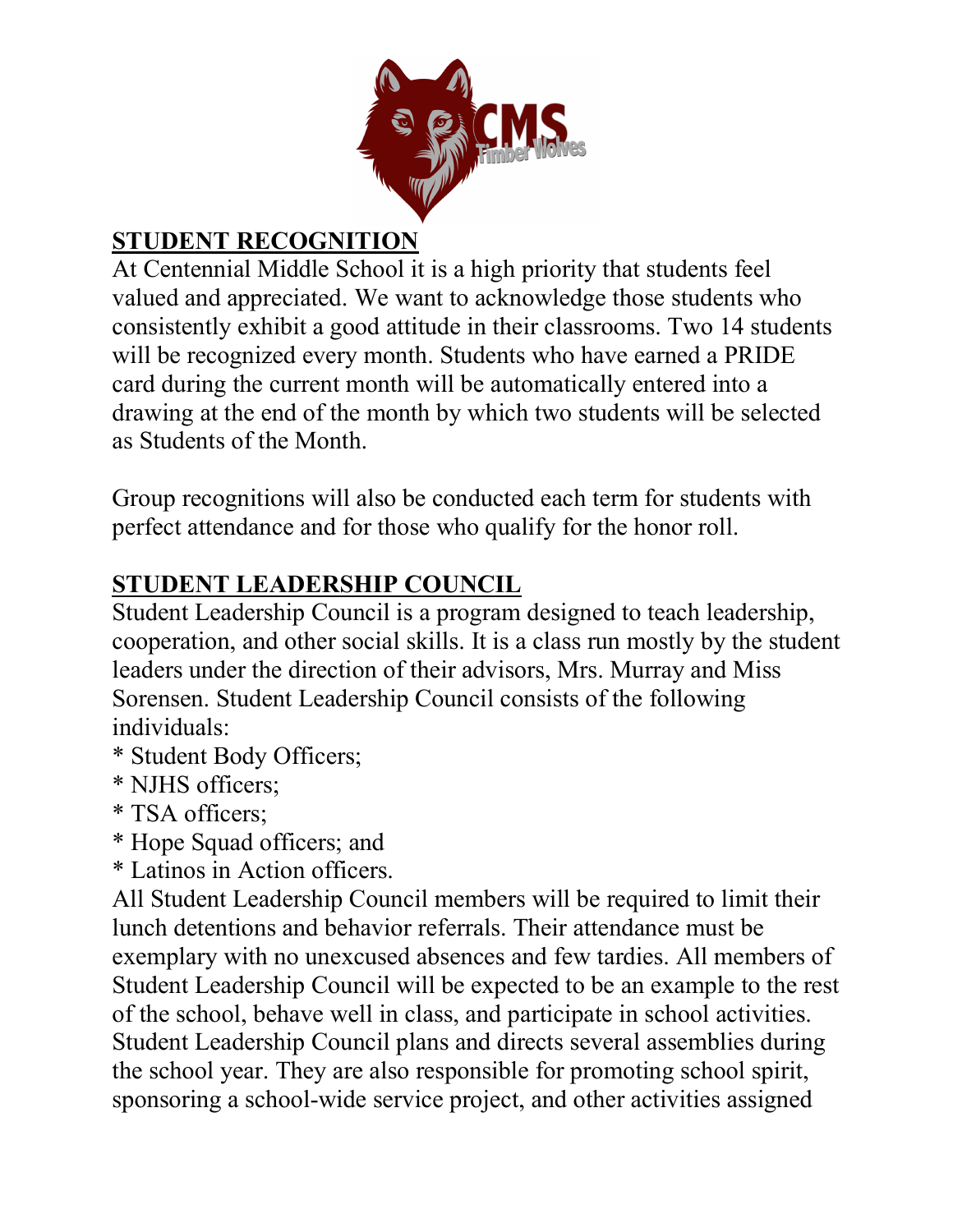## STUDENT RECOGNITION

At Centennial Middle School it is a high priority that students feel valued and appreciated. We want to acknowledge those students who consistently exhibit a good attitude in their classrooms. Two 14 students will be recognized every month. Students who have earned a PRIDE card during the current month will be automatically entered into a drawing at the end of the month by which two students will be selected as Students of the Month.

Group recognitions will also be conducted each term for students with perfect attendance and for those who qualify for the honor roll.

## STUDENT LEADERSHIP COUNCIL

Student Leadership Council is a program designed to teach leadership, cooperation, and other social skills. It is a class run mostly by the student leaders under the direction of their advisors, Mrs. Murray and Miss Sorensen. Student Leadership Council consists of the following individuals:

* Student Body Officers;
* NJHS officers;
* TSA officers;
* Hope Squad officers; and
* Latinos in Action officers.

All Student Leadership Council members will be required to limit their lunch detentions and behavior referrals. Their attendance must be exemplary with no unexcused absences and few tardies. All members of Student Leadership Council will be expected to be an example to the rest of the school, behave well in class, and participate in school activities. Student Leadership Council plans and directs several assemblies during the school year. They are also responsible for promoting school spirit, sponsoring a school-wide service project, and other activities assigned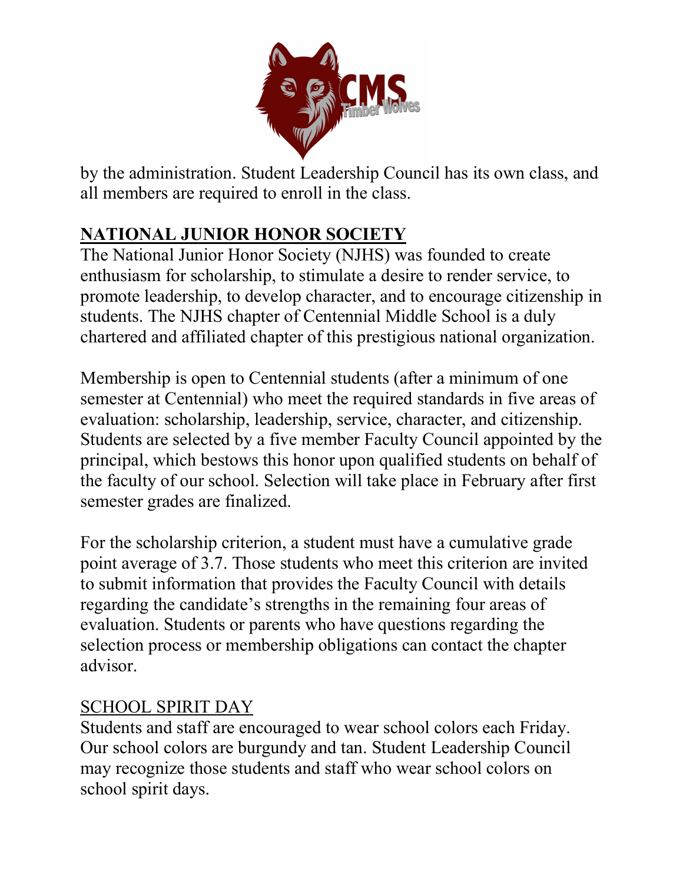by the administration. Student Leadership Council has its own class, and all members are required to enroll in the class.

## NATIONAL JUNIOR HONOR SOCIETY

The National Junior Honor Society (NJHS) was founded to create enthusiasm for scholarship, to stimulate a desire to render service, to promote leadership, to develop character, and to encourage citizenship in students. The NJHS chapter of Centennial Middle School is a duly chartered and affiliated chapter of this prestigious national organization.

Membership is open to Centennial students (after a minimum of one semester at Centennial) who meet the required standards in five areas of evaluation: scholarship, leadership, service, character, and citizenship. Students are selected by a five member Faculty Council appointed by the principal, which bestows this honor upon qualified students on behalf of the faculty of our school. Selection will take place in February after first semester grades are finalized.

For the scholarship criterion, a student must have a cumulative grade point average of 3.7. Those students who meet this criterion are invited to submit information that provides the Faculty Council with details regarding the candidate's strengths in the remaining four areas of evaluation. Students or parents who have questions regarding the selection process or membership obligations can contact the chapter advisor.

### SCHOOL SPIRIT DAY

Students and staff are encouraged to wear school colors each Friday. Our school colors are burgundy and tan. Student Leadership Council may recognize those students and staff who wear school colors on school spirit days.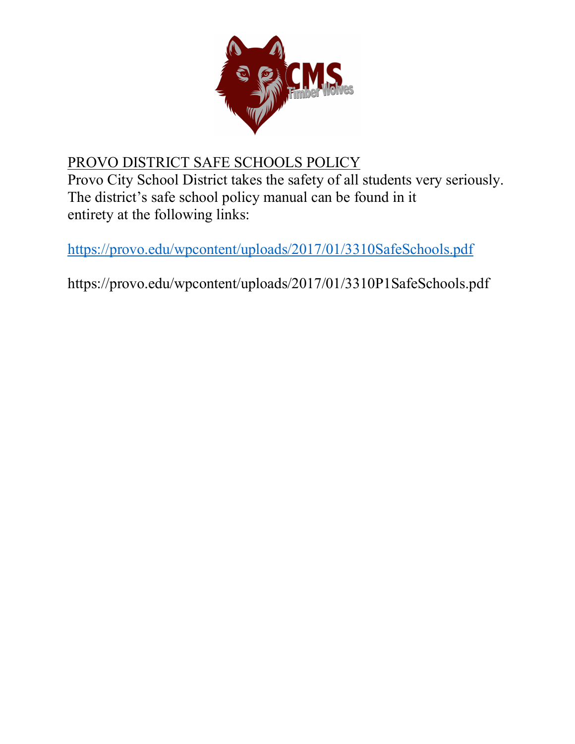PROVO DISTRICT SAFE SCHOOLS POLICY

Provo City School District takes the safety of all students very seriously. The district's safe school policy manual can be found in it entirety at the following links:

https://provo.edu/wpcontent/uploads/2017/01/3310SafeSchools.pdf

https://provo.edu/wpcontent/uploads/2017/01/3310P1SafeSchools.pdf